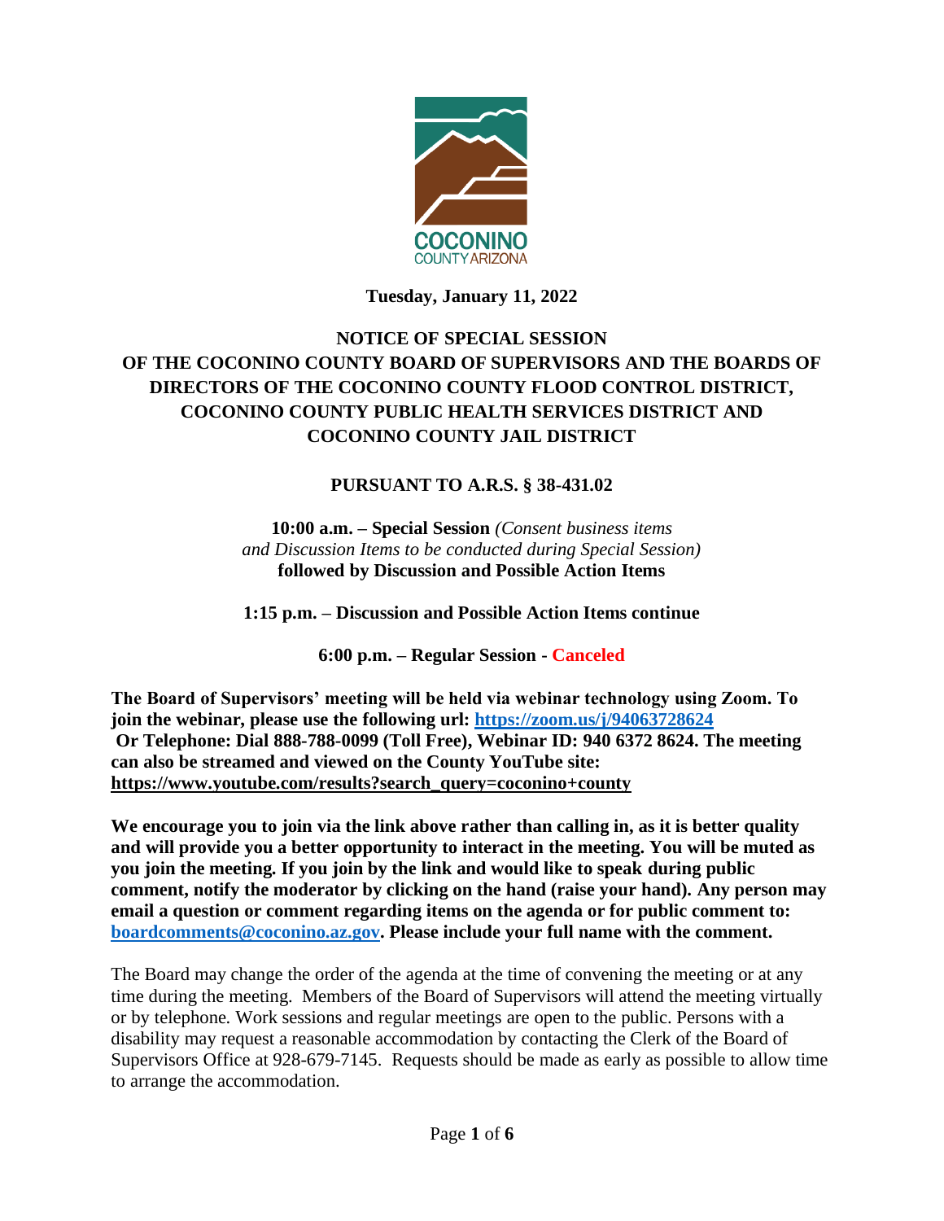**Tuesday, January 11, 2022**

# NOTICE OF SPECIAL SESSION OF THE COCONINO COUNTY BOARD OF SUPERVISORS AND THE BOARDS OF DIRECTORS OF THE COCONINO COUNTY FLOOD CONTROL DISTRICT, COCONINO COUNTY PUBLIC HEALTH SERVICES DISTRICT AND COCONINO COUNTY JAIL DISTRICT

## PURSUANT TO A.R.S. § 38-431.02

**10:00 a.m. – Special Session** *(Consent business items and Discussion Items to be conducted during Special Session)* **followed by Discussion and Possible Action Items**

**1:15 p.m. – Discussion and Possible Action Items continue**

**6:00 p.m. – Regular Session - Canceled**

**The Board of Supervisors' meeting will be held via webinar technology using Zoom. To join the webinar, please use the following url: [https://zoom.us/j/94063728624](https://zoom.us/j/94063728624) Or Telephone: Dial 888-788-0099 (Toll Free), Webinar ID: 940 6372 8624. The meeting can also be streamed and viewed on the County YouTube site: https://www.youtube.com/results?search_query=coconino+county**

**We encourage you to join via the link above rather than calling in, as it is better quality and will provide you a better opportunity to interact in the meeting. You will be muted as you join the meeting. If you join by the link and would like to speak during public comment, notify the moderator by clicking on the hand (raise your hand). Any person may email a question or comment regarding items on the agenda or for public comment to: [boardcomments@coconino.az.gov](mailto:boardcomments@coconino.az.gov). Please include your full name with the comment.**

The Board may change the order of the agenda at the time of convening the meeting or at any time during the meeting. Members of the Board of Supervisors will attend the meeting virtually or by telephone. Work sessions and regular meetings are open to the public. Persons with a disability may request a reasonable accommodation by contacting the Clerk of the Board of Supervisors Office at 928-679-7145. Requests should be made as early as possible to allow time to arrange the accommodation.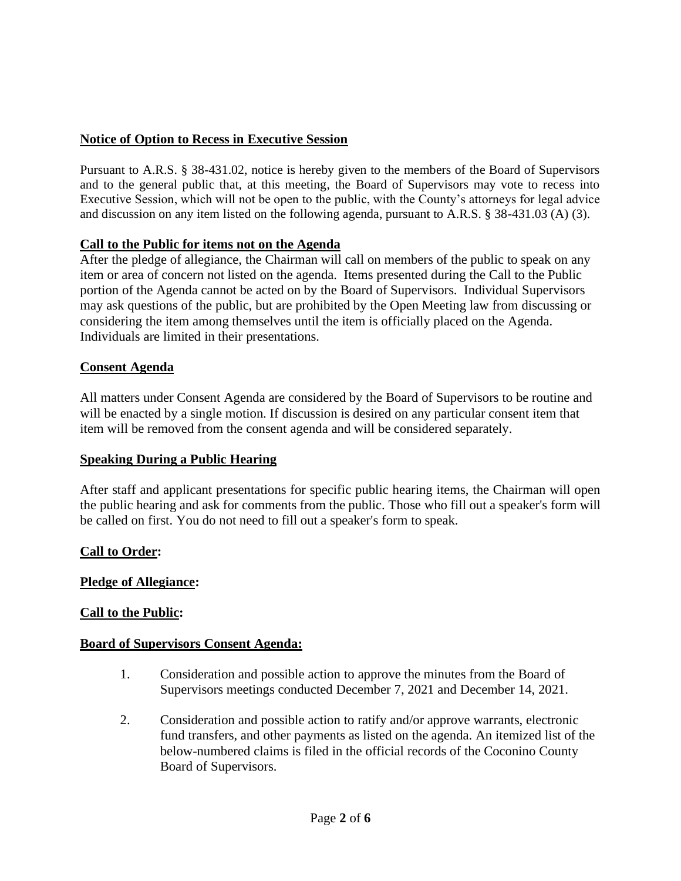**Notice of Option to Recess in Executive Session**

Pursuant to A.R.S. § 38-431.02, notice is hereby given to the members of the Board of Supervisors and to the general public that, at this meeting, the Board of Supervisors may vote to recess into Executive Session, which will not be open to the public, with the County's attorneys for legal advice and discussion on any item listed on the following agenda, pursuant to A.R.S. § 38-431.03 (A) (3).

**Call to the Public for items not on the Agenda**

After the pledge of allegiance, the Chairman will call on members of the public to speak on any item or area of concern not listed on the agenda. Items presented during the Call to the Public portion of the Agenda cannot be acted on by the Board of Supervisors. Individual Supervisors may ask questions of the public, but are prohibited by the Open Meeting law from discussing or considering the item among themselves until the item is officially placed on the Agenda. Individuals are limited in their presentations.

**Consent Agenda**

All matters under Consent Agenda are considered by the Board of Supervisors to be routine and will be enacted by a single motion. If discussion is desired on any particular consent item that item will be removed from the consent agenda and will be considered separately.

**Speaking During a Public Hearing**

After staff and applicant presentations for specific public hearing items, the Chairman will open the public hearing and ask for comments from the public. Those who fill out a speaker's form will be called on first. You do not need to fill out a speaker's form to speak.

**Call to Order:**

**Pledge of Allegiance:**

**Call to the Public:**

**Board of Supervisors Consent Agenda:**

1. Consideration and possible action to approve the minutes from the Board of Supervisors meetings conducted December 7, 2021 and December 14, 2021.

2. Consideration and possible action to ratify and/or approve warrants, electronic fund transfers, and other payments as listed on the agenda. An itemized list of the below-numbered claims is filed in the official records of the Coconino County Board of Supervisors.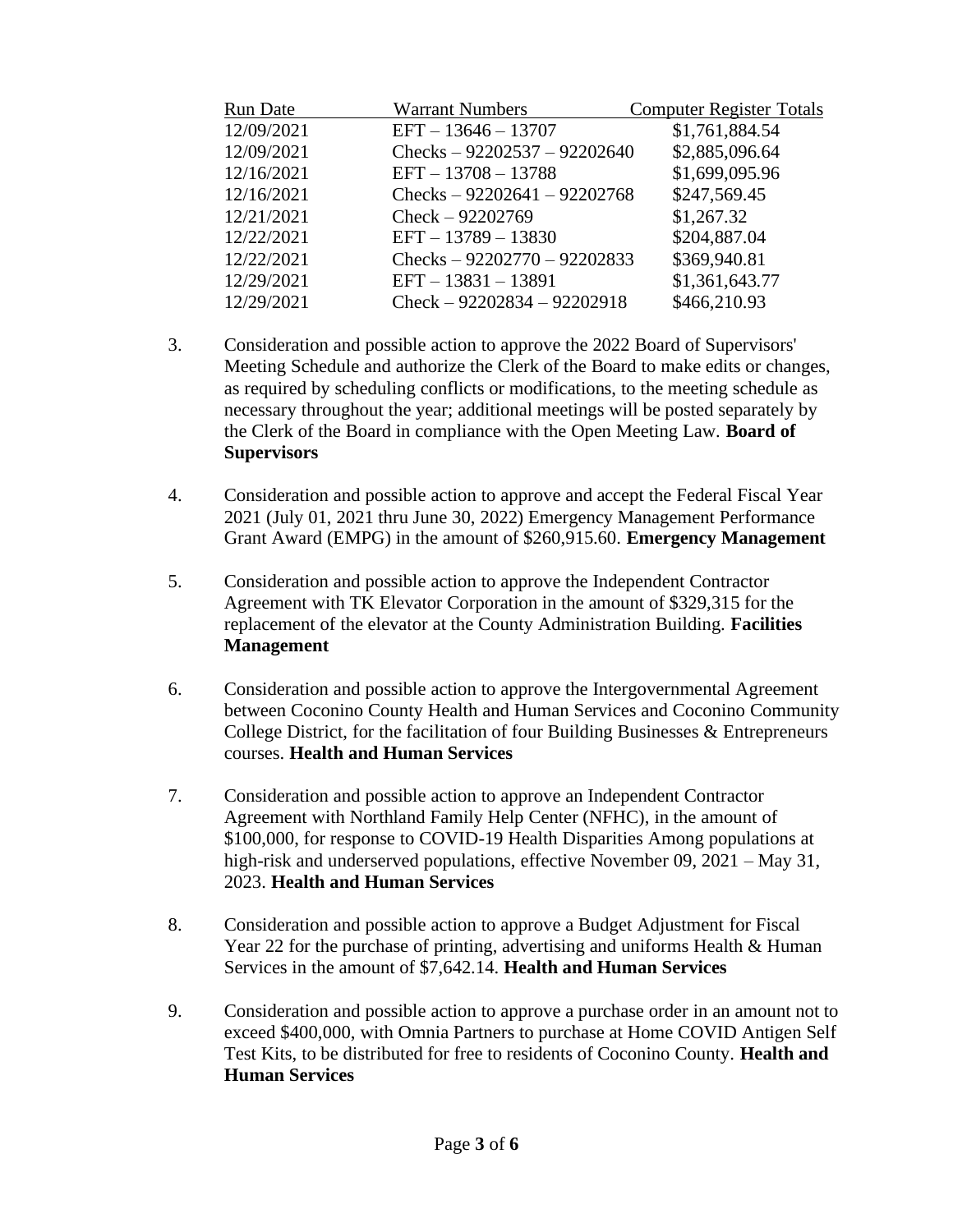| Run Date | Warrant Numbers | Computer Register Totals |
|---|---|---|
| 12/09/2021 | EFT – 13646 – 13707 | $1,761,884.54 |
| 12/09/2021 | Checks – 92202537 – 92202640 | $2,885,096.64 |
| 12/16/2021 | EFT – 13708 – 13788 | $1,699,095.96 |
| 12/16/2021 | Checks – 92202641 – 92202768 | $247,569.45 |
| 12/21/2021 | Check – 92202769 | $1,267.32 |
| 12/22/2021 | EFT – 13789 – 13830 | $204,887.04 |
| 12/22/2021 | Checks – 92202770 – 92202833 | $369,940.81 |
| 12/29/2021 | EFT – 13831 – 13891 | $1,361,643.77 |
| 12/29/2021 | Check – 92202834 – 92202918 | $466,210.93 |

3. Consideration and possible action to approve the 2022 Board of Supervisors' Meeting Schedule and authorize the Clerk of the Board to make edits or changes, as required by scheduling conflicts or modifications, to the meeting schedule as necessary throughout the year; additional meetings will be posted separately by the Clerk of the Board in compliance with the Open Meeting Law. **Board of Supervisors**

4. Consideration and possible action to approve and accept the Federal Fiscal Year 2021 (July 01, 2021 thru June 30, 2022) Emergency Management Performance Grant Award (EMPG) in the amount of $260,915.60. **Emergency Management**

5. Consideration and possible action to approve the Independent Contractor Agreement with TK Elevator Corporation in the amount of $329,315 for the replacement of the elevator at the County Administration Building. **Facilities Management**

6. Consideration and possible action to approve the Intergovernmental Agreement between Coconino County Health and Human Services and Coconino Community College District, for the facilitation of four Building Businesses & Entrepreneurs courses. **Health and Human Services**

7. Consideration and possible action to approve an Independent Contractor Agreement with Northland Family Help Center (NFHC), in the amount of $100,000, for response to COVID-19 Health Disparities Among populations at high-risk and underserved populations, effective November 09, 2021 – May 31, 2023. **Health and Human Services**

8. Consideration and possible action to approve a Budget Adjustment for Fiscal Year 22 for the purchase of printing, advertising and uniforms Health & Human Services in the amount of $7,642.14. **Health and Human Services**

9. Consideration and possible action to approve a purchase order in an amount not to exceed $400,000, with Omnia Partners to purchase at Home COVID Antigen Self Test Kits, to be distributed for free to residents of Coconino County. **Health and Human Services**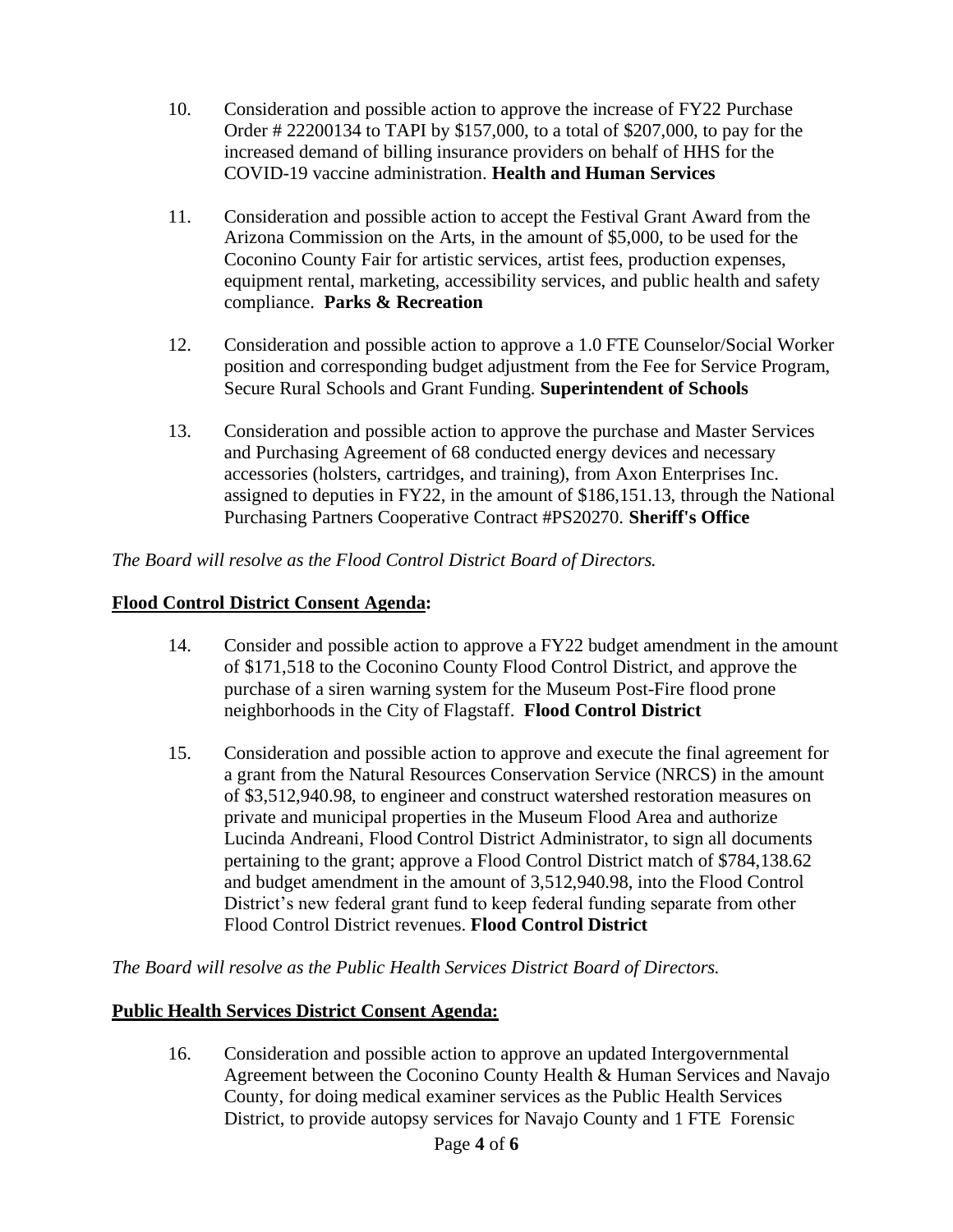10. Consideration and possible action to approve the increase of FY22 Purchase Order # 22200134 to TAPI by $157,000, to a total of $207,000, to pay for the increased demand of billing insurance providers on behalf of HHS for the COVID-19 vaccine administration. **Health and Human Services**

11. Consideration and possible action to accept the Festival Grant Award from the Arizona Commission on the Arts, in the amount of $5,000, to be used for the Coconino County Fair for artistic services, artist fees, production expenses, equipment rental, marketing, accessibility services, and public health and safety compliance. **Parks & Recreation**

12. Consideration and possible action to approve a 1.0 FTE Counselor/Social Worker position and corresponding budget adjustment from the Fee for Service Program, Secure Rural Schools and Grant Funding. **Superintendent of Schools**

13. Consideration and possible action to approve the purchase and Master Services and Purchasing Agreement of 68 conducted energy devices and necessary accessories (holsters, cartridges, and training), from Axon Enterprises Inc. assigned to deputies in FY22, in the amount of $186,151.13, through the National Purchasing Partners Cooperative Contract #PS20270. **Sheriff's Office**

*The Board will resolve as the Flood Control District Board of Directors.*

**Flood Control District Consent Agenda:**

14. Consider and possible action to approve a FY22 budget amendment in the amount of $171,518 to the Coconino County Flood Control District, and approve the purchase of a siren warning system for the Museum Post-Fire flood prone neighborhoods in the City of Flagstaff. **Flood Control District**

15. Consideration and possible action to approve and execute the final agreement for a grant from the Natural Resources Conservation Service (NRCS) in the amount of $3,512,940.98, to engineer and construct watershed restoration measures on private and municipal properties in the Museum Flood Area and authorize Lucinda Andreani, Flood Control District Administrator, to sign all documents pertaining to the grant; approve a Flood Control District match of $784,138.62 and budget amendment in the amount of 3,512,940.98, into the Flood Control District's new federal grant fund to keep federal funding separate from other Flood Control District revenues. **Flood Control District**

*The Board will resolve as the Public Health Services District Board of Directors.*

**Public Health Services District Consent Agenda:**

16. Consideration and possible action to approve an updated Intergovernmental Agreement between the Coconino County Health & Human Services and Navajo County, for doing medical examiner services as the Public Health Services District, to provide autopsy services for Navajo County and 1 FTE Forensic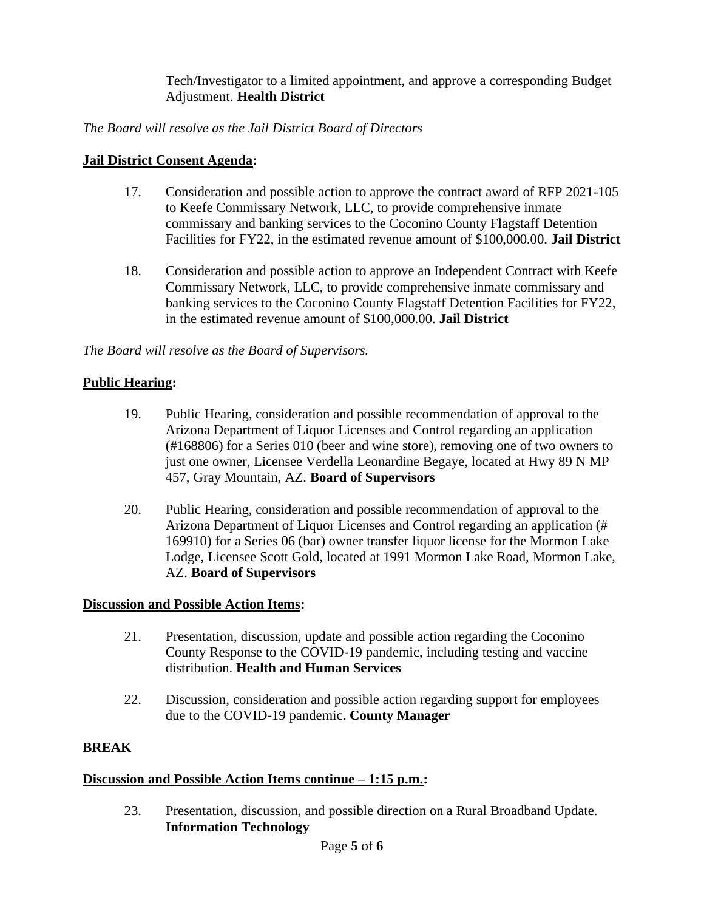Tech/Investigator to a limited appointment, and approve a corresponding Budget Adjustment. **Health District**

*The Board will resolve as the Jail District Board of Directors*

**Jail District Consent Agenda:**

17. Consideration and possible action to approve the contract award of RFP 2021-105 to Keefe Commissary Network, LLC, to provide comprehensive inmate commissary and banking services to the Coconino County Flagstaff Detention Facilities for FY22, in the estimated revenue amount of $100,000.00. **Jail District**

18. Consideration and possible action to approve an Independent Contract with Keefe Commissary Network, LLC, to provide comprehensive inmate commissary and banking services to the Coconino County Flagstaff Detention Facilities for FY22, in the estimated revenue amount of $100,000.00. **Jail District**

*The Board will resolve as the Board of Supervisors.*

**Public Hearing:**

19. Public Hearing, consideration and possible recommendation of approval to the Arizona Department of Liquor Licenses and Control regarding an application (#168806) for a Series 010 (beer and wine store), removing one of two owners to just one owner, Licensee Verdella Leonardine Begaye, located at Hwy 89 N MP 457, Gray Mountain, AZ. **Board of Supervisors**

20. Public Hearing, consideration and possible recommendation of approval to the Arizona Department of Liquor Licenses and Control regarding an application (# 169910) for a Series 06 (bar) owner transfer liquor license for the Mormon Lake Lodge, Licensee Scott Gold, located at 1991 Mormon Lake Road, Mormon Lake, AZ. **Board of Supervisors**

**Discussion and Possible Action Items:**

21. Presentation, discussion, update and possible action regarding the Coconino County Response to the COVID-19 pandemic, including testing and vaccine distribution. **Health and Human Services**

22. Discussion, consideration and possible action regarding support for employees due to the COVID-19 pandemic. **County Manager**

**BREAK**

**Discussion and Possible Action Items continue – 1:15 p.m.:**

23. Presentation, discussion, and possible direction on a Rural Broadband Update. **Information Technology**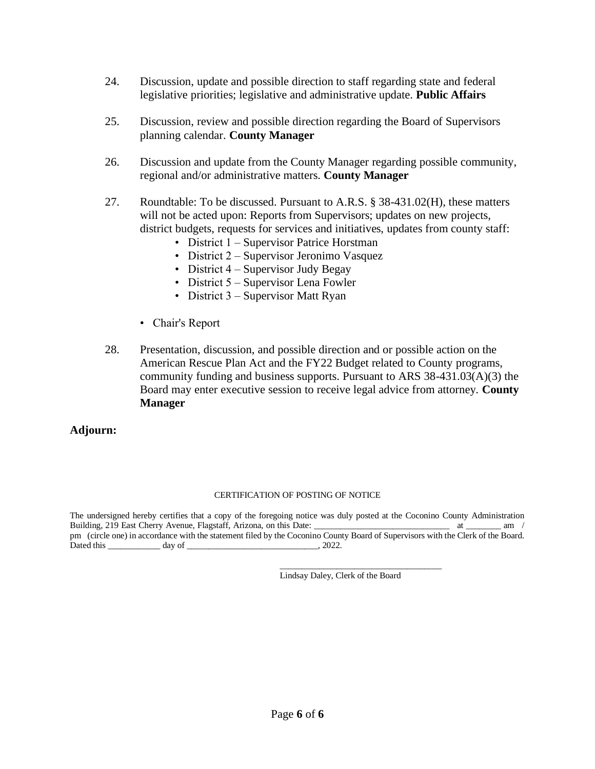24. Discussion, update and possible direction to staff regarding state and federal legislative priorities; legislative and administrative update. **Public Affairs**

25. Discussion, review and possible direction regarding the Board of Supervisors planning calendar. **County Manager**

26. Discussion and update from the County Manager regarding possible community, regional and/or administrative matters. **County Manager**

27. Roundtable: To be discussed. Pursuant to A.R.S. § 38-431.02(H), these matters will not be acted upon: Reports from Supervisors; updates on new projects, district budgets, requests for services and initiatives, updates from county staff:
    - District 1 – Supervisor Patrice Horstman
    - District 2 – Supervisor Jeronimo Vasquez
    - District 4 – Supervisor Judy Begay
    - District 5 – Supervisor Lena Fowler
    - District 3 – Supervisor Matt Ryan

   - Chair's Report

28. Presentation, discussion, and possible direction and or possible action on the American Rescue Plan Act and the FY22 Budget related to County programs, community funding and business supports. Pursuant to ARS 38-431.03(A)(3) the Board may enter executive session to receive legal advice from attorney. **County Manager**

**Adjourn:**

CERTIFICATION OF POSTING OF NOTICE

The undersigned hereby certifies that a copy of the foregoing notice was duly posted at the Coconino County Administration Building, 219 East Cherry Avenue, Flagstaff, Arizona, on this Date: _______________________________ at ________ am / pm (circle one) in accordance with the statement filed by the Coconino County Board of Supervisors with the Clerk of the Board. Dated this ____________ day of ______________________________, 2022.

____________________________________
Lindsay Daley, Clerk of the Board